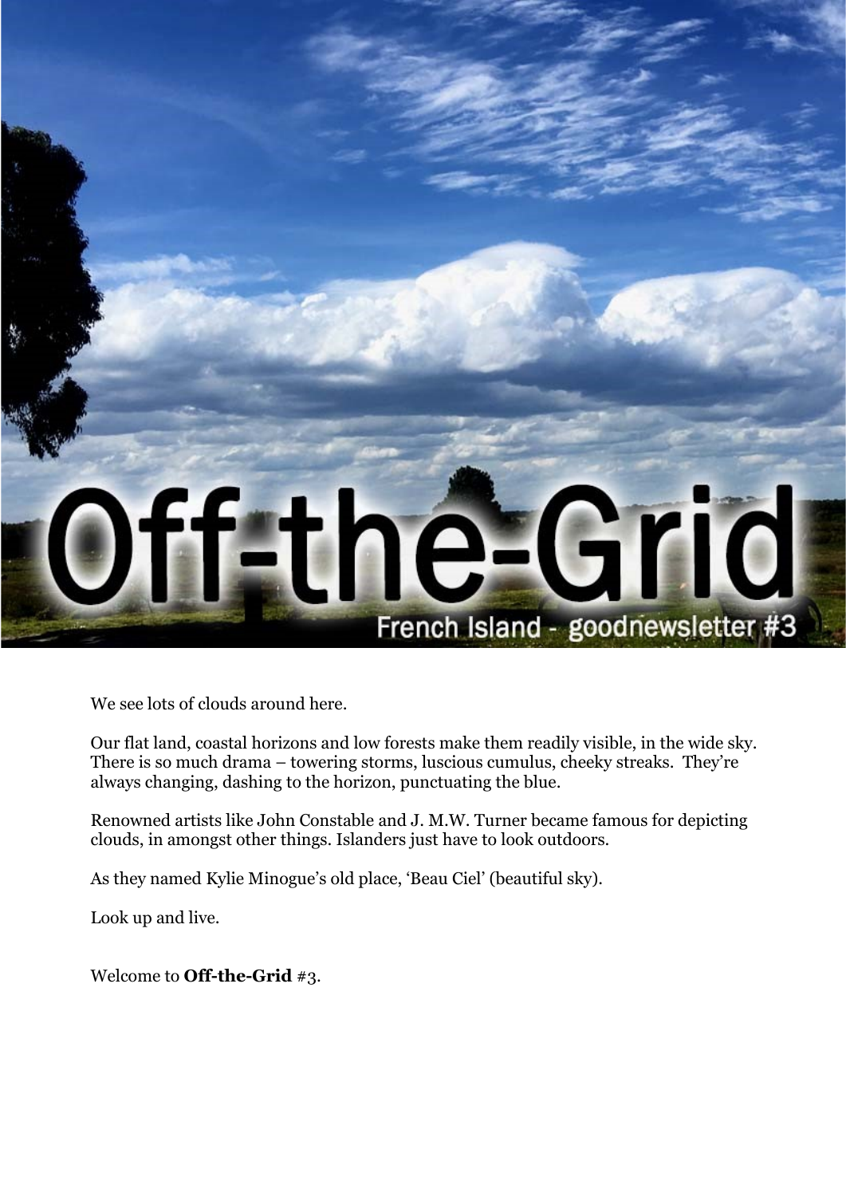# Off-the-Grid

French Island - goodnewsletter #3

We see lots of clouds around here.

Our flat land, coastal horizons and low forests make them readily visible, in the wide sky. There is so much drama – towering storms, luscious cumulus, cheeky streaks. They're always changing, dashing to the horizon, punctuating the blue.

Renowned artists like John Constable and J. M.W. Turner became famous for depicting clouds, in amongst other things. Islanders just have to look outdoors.

As they named Kylie Minogue's old place, 'Beau Ciel' (beautiful sky).

Look up and live.

Welcome to **Off-the-Grid** #3.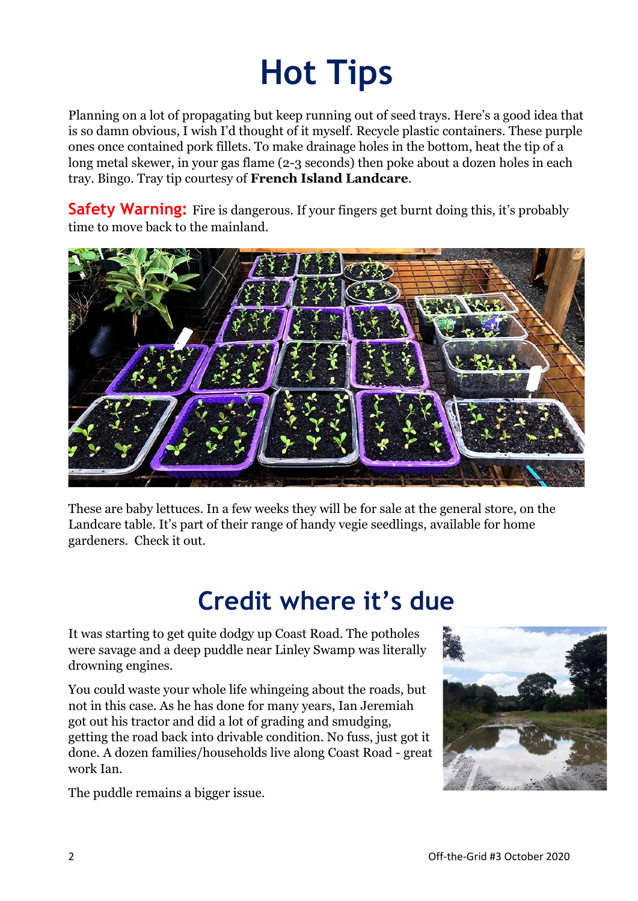# Hot Tips

Planning on a lot of propagating but keep running out of seed trays. Here's a good idea that is so damn obvious, I wish I'd thought of it myself. Recycle plastic containers. These purple ones once contained pork fillets. To make drainage holes in the bottom, heat the tip of a long metal skewer, in your gas flame (2-3 seconds) then poke about a dozen holes in each tray. Bingo. Tray tip courtesy of **French Island Landcare**.

**Safety Warning:** Fire is dangerous. If your fingers get burnt doing this, it's probably time to move back to the mainland.

These are baby lettuces. In a few weeks they will be for sale at the general store, on the Landcare table. It's part of their range of handy vegie seedlings, available for home gardeners. Check it out.

# Credit where it's due

It was starting to get quite dodgy up Coast Road. The potholes were savage and a deep puddle near Linley Swamp was literally drowning engines.

You could waste your whole life whingeing about the roads, but not in this case. As he has done for many years, Ian Jeremiah got out his tractor and did a lot of grading and smudging, getting the road back into drivable condition. No fuss, just got it done. A dozen families/households live along Coast Road - great work Ian.

The puddle remains a bigger issue.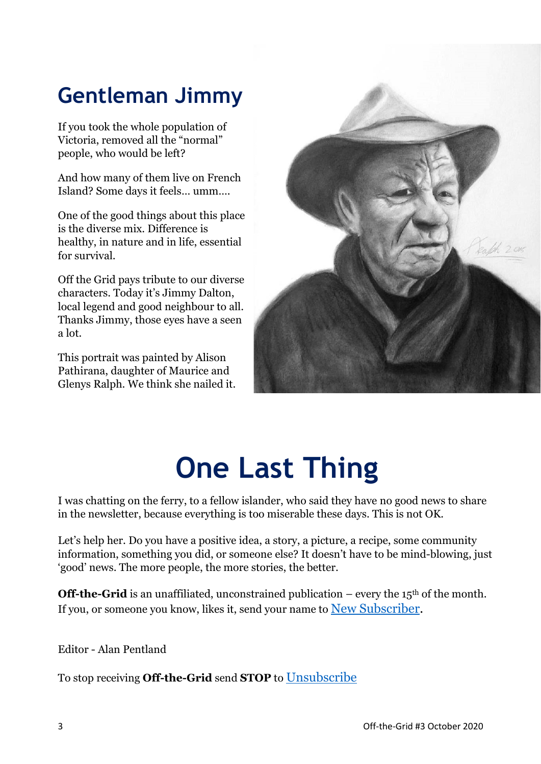# Gentleman Jimmy

If you took the whole population of Victoria, removed all the “normal” people, who would be left?

And how many of them live on French Island? Some days it feels… umm….

One of the good things about this place is the diverse mix. Difference is healthy, in nature and in life, essential for survival.

Off the Grid pays tribute to our diverse characters. Today it’s Jimmy Dalton, local legend and good neighbour to all. Thanks Jimmy, those eyes have a seen a lot.

This portrait was painted by Alison Pathirana, daughter of Maurice and Glenys Ralph. We think she nailed it.

# One Last Thing

I was chatting on the ferry, to a fellow islander, who said they have no good news to share in the newsletter, because everything is too miserable these days. This is not OK.

Let’s help her. Do you have a positive idea, a story, a picture, a recipe, some community information, something you did, or someone else? It doesn’t have to be mind-blowing, just ‘good’ news. The more people, the more stories, the better.

**Off-the-Grid** is an unaffiliated, unconstrained publication – every the 15th of the month. If you, or someone you know, likes it, send your name to New Subscriber.

Editor - Alan Pentland

To stop receiving **Off-the-Grid** send **STOP** to Unsubscribe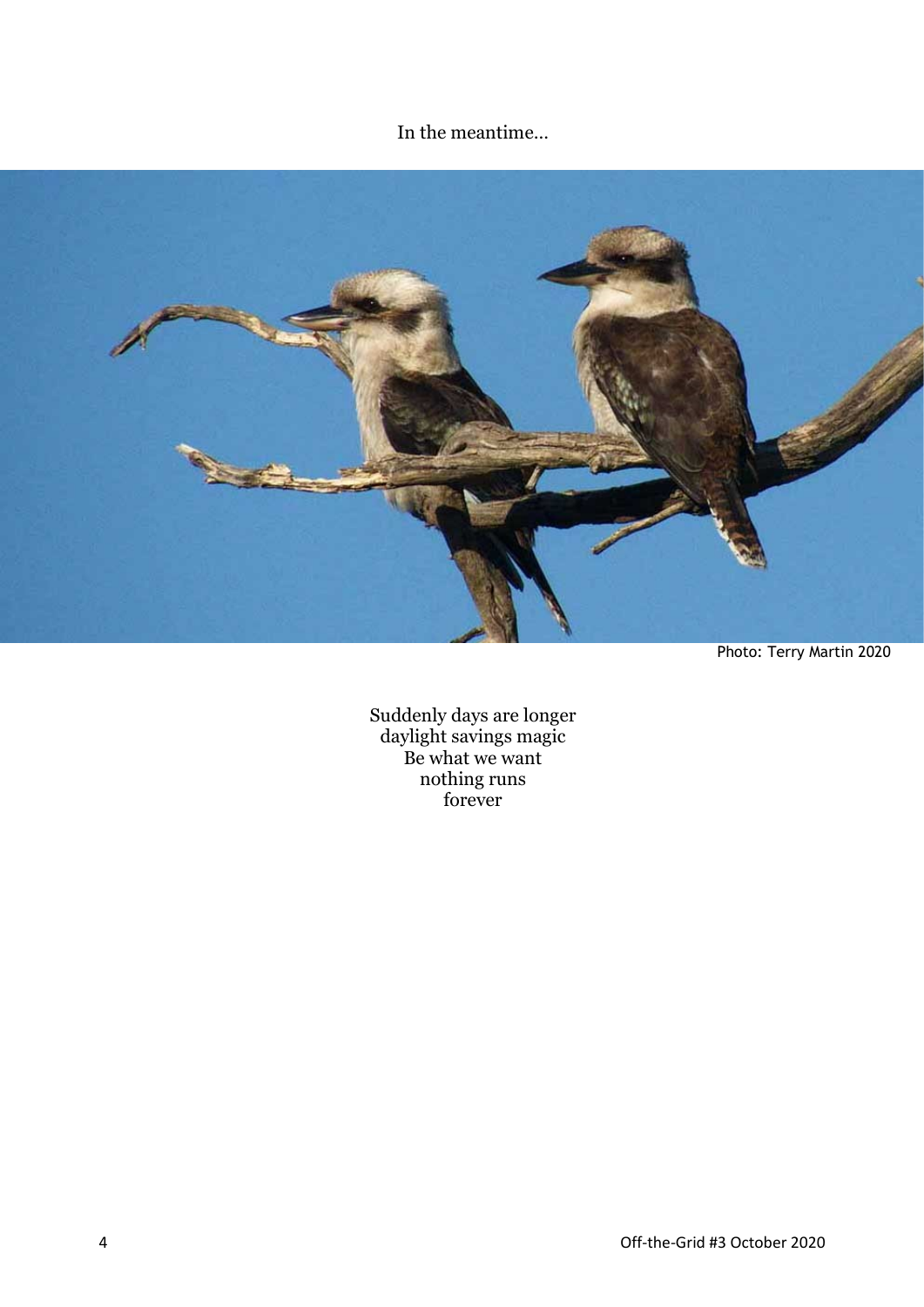In the meantime…

Photo: Terry Martin 2020

Suddenly days are longer
daylight savings magic
Be what we want
nothing runs
forever